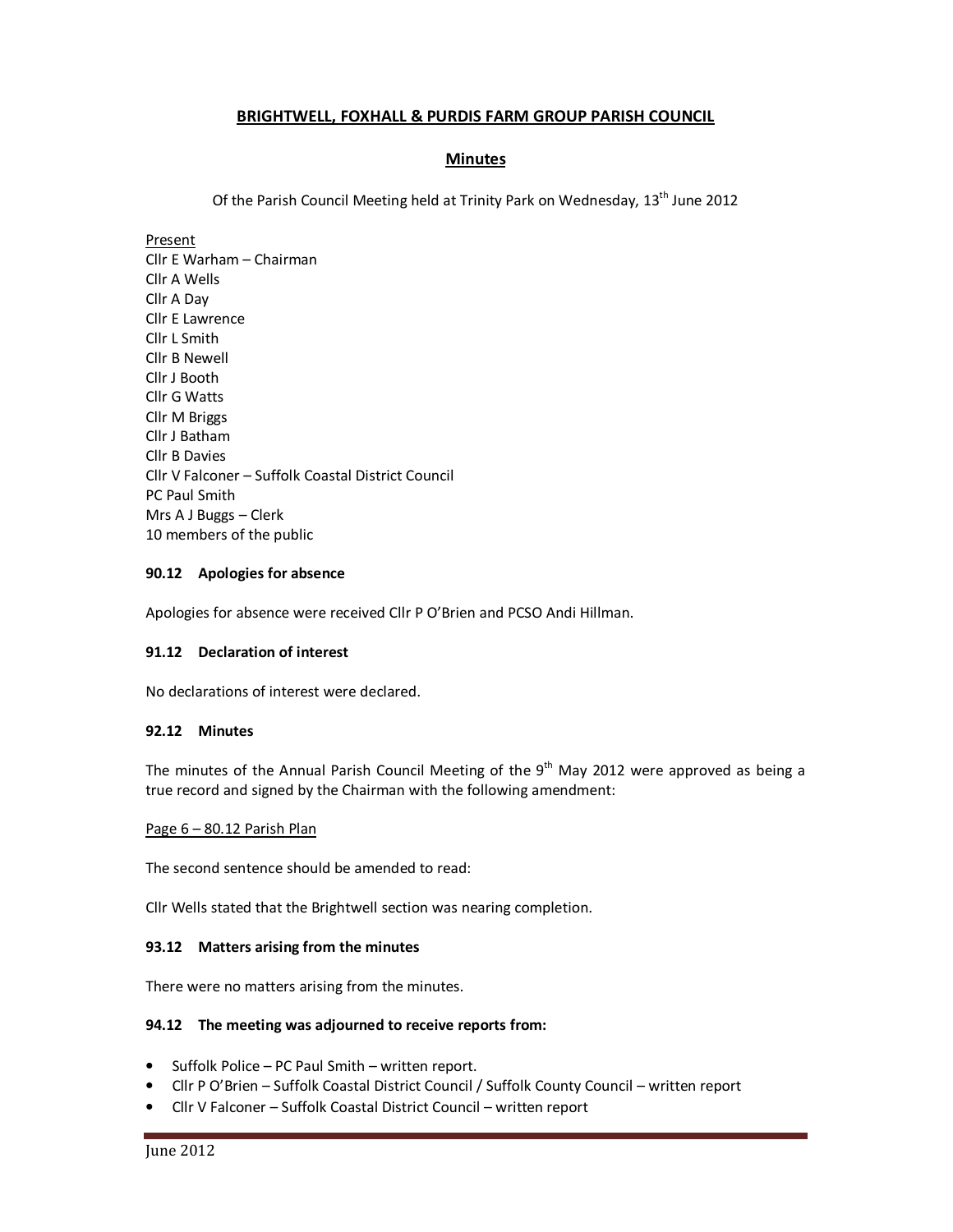# BRIGHTWELL, FOXHALL & PURDIS FARM GROUP PARISH COUNCIL

## Minutes

Of the Parish Council Meeting held at Trinity Park on Wednesday, 13th June 2012

Present
Cllr E Warham – Chairman
Cllr A Wells
Cllr A Day
Cllr E Lawrence
Cllr L Smith
Cllr B Newell
Cllr J Booth
Cllr G Watts
Cllr M Briggs
Cllr J Batham
Cllr B Davies
Cllr V Falconer – Suffolk Coastal District Council
PC Paul Smith
Mrs A J Buggs – Clerk
10 members of the public

**90.12 Apologies for absence**

Apologies for absence were received Cllr P O'Brien and PCSO Andi Hillman.

**91.12 Declaration of interest**

No declarations of interest were declared.

**92.12 Minutes**

The minutes of the Annual Parish Council Meeting of the 9th May 2012 were approved as being a true record and signed by the Chairman with the following amendment:

Page 6 – 80.12 Parish Plan

The second sentence should be amended to read:

Cllr Wells stated that the Brightwell section was nearing completion.

**93.12 Matters arising from the minutes**

There were no matters arising from the minutes.

**94.12 The meeting was adjourned to receive reports from:**

- Suffolk Police – PC Paul Smith – written report.
- Cllr P O'Brien – Suffolk Coastal District Council / Suffolk County Council – written report
- Cllr V Falconer – Suffolk Coastal District Council – written report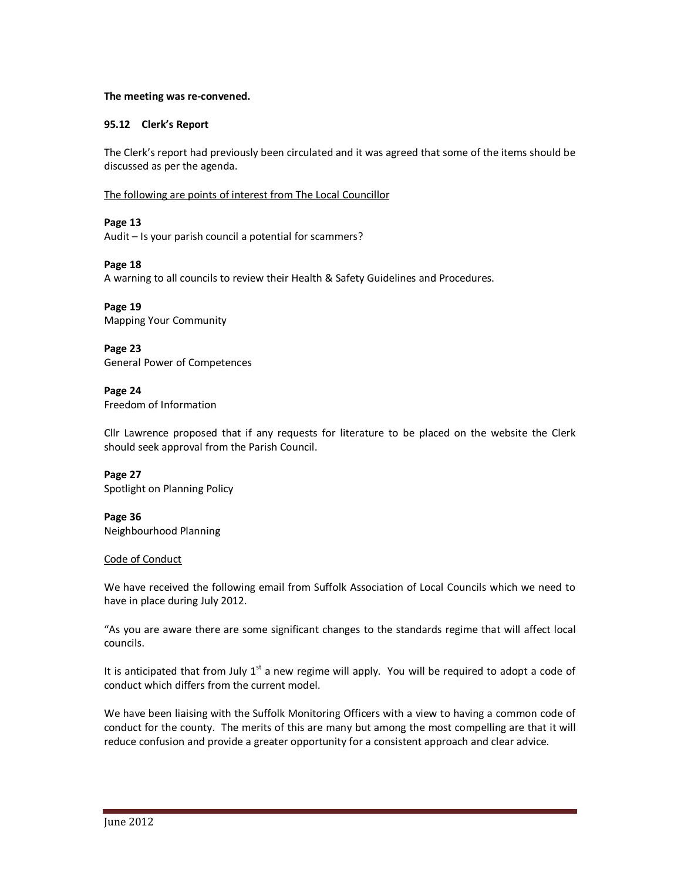**The meeting was re-convened.**

**95.12 Clerk's Report**

The Clerk's report had previously been circulated and it was agreed that some of the items should be discussed as per the agenda.

<u>The following are points of interest from The Local Councillor</u>

**Page 13**
Audit – Is your parish council a potential for scammers?

**Page 18**
A warning to all councils to review their Health & Safety Guidelines and Procedures.

**Page 19**
Mapping Your Community

**Page 23**
General Power of Competences

**Page 24**
Freedom of Information

Cllr Lawrence proposed that if any requests for literature to be placed on the website the Clerk should seek approval from the Parish Council.

**Page 27**
Spotlight on Planning Policy

**Page 36**
Neighbourhood Planning

<u>Code of Conduct</u>

We have received the following email from Suffolk Association of Local Councils which we need to have in place during July 2012.

"As you are aware there are some significant changes to the standards regime that will affect local councils.

It is anticipated that from July 1st a new regime will apply. You will be required to adopt a code of conduct which differs from the current model.

We have been liaising with the Suffolk Monitoring Officers with a view to having a common code of conduct for the county. The merits of this are many but among the most compelling are that it will reduce confusion and provide a greater opportunity for a consistent approach and clear advice.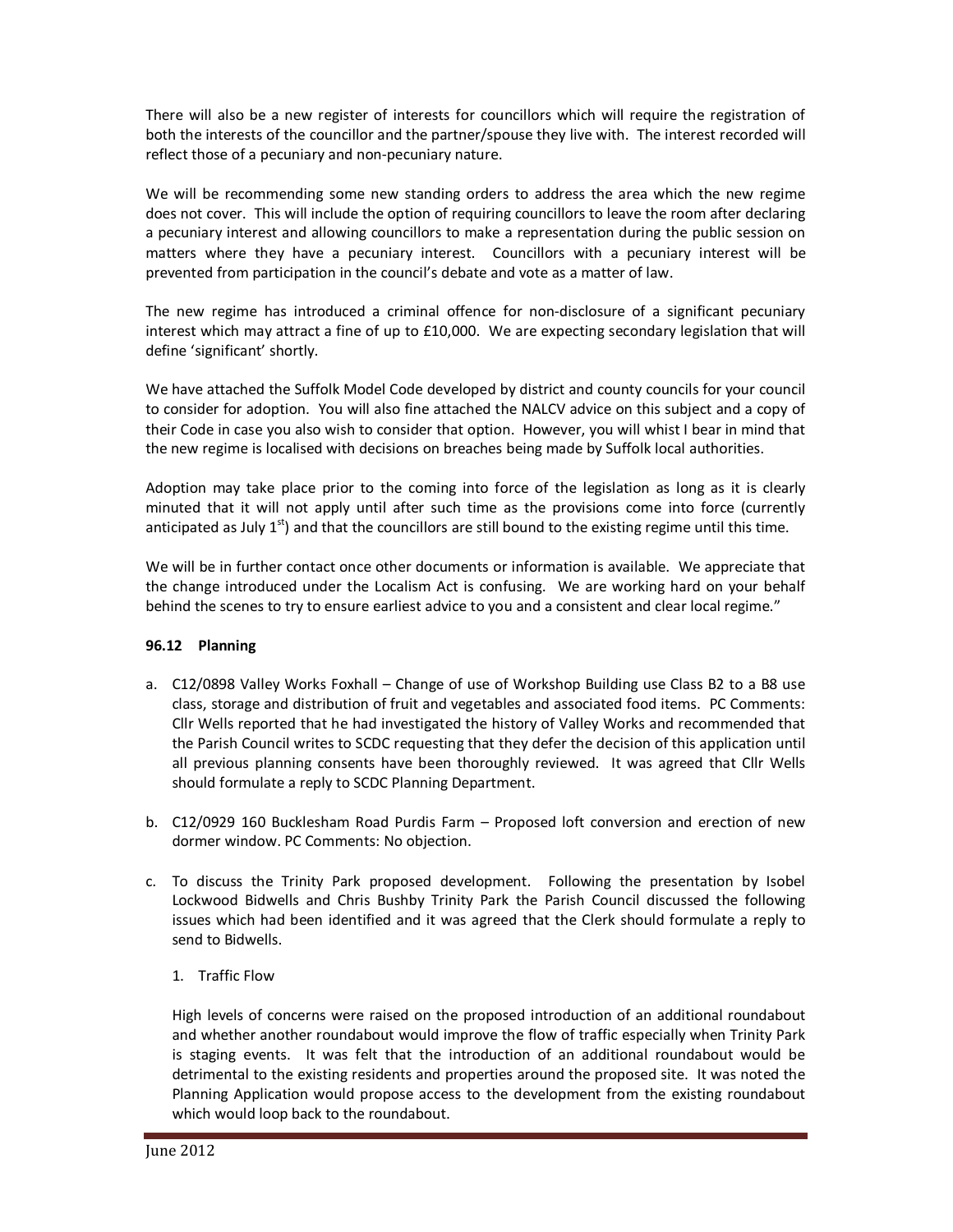There will also be a new register of interests for councillors which will require the registration of both the interests of the councillor and the partner/spouse they live with. The interest recorded will reflect those of a pecuniary and non-pecuniary nature.

We will be recommending some new standing orders to address the area which the new regime does not cover. This will include the option of requiring councillors to leave the room after declaring a pecuniary interest and allowing councillors to make a representation during the public session on matters where they have a pecuniary interest. Councillors with a pecuniary interest will be prevented from participation in the council's debate and vote as a matter of law.

The new regime has introduced a criminal offence for non-disclosure of a significant pecuniary interest which may attract a fine of up to £10,000. We are expecting secondary legislation that will define 'significant' shortly.

We have attached the Suffolk Model Code developed by district and county councils for your council to consider for adoption. You will also fine attached the NALCV advice on this subject and a copy of their Code in case you also wish to consider that option. However, you will whist I bear in mind that the new regime is localised with decisions on breaches being made by Suffolk local authorities.

Adoption may take place prior to the coming into force of the legislation as long as it is clearly minuted that it will not apply until after such time as the provisions come into force (currently anticipated as July 1st) and that the councillors are still bound to the existing regime until this time.

We will be in further contact once other documents or information is available. We appreciate that the change introduced under the Localism Act is confusing. We are working hard on your behalf behind the scenes to try to ensure earliest advice to you and a consistent and clear local regime."

**96.12 Planning**

a. C12/0898 Valley Works Foxhall – Change of use of Workshop Building use Class B2 to a B8 use class, storage and distribution of fruit and vegetables and associated food items. PC Comments: Cllr Wells reported that he had investigated the history of Valley Works and recommended that the Parish Council writes to SCDC requesting that they defer the decision of this application until all previous planning consents have been thoroughly reviewed. It was agreed that Cllr Wells should formulate a reply to SCDC Planning Department.

b. C12/0929 160 Bucklesham Road Purdis Farm – Proposed loft conversion and erection of new dormer window. PC Comments: No objection.

c. To discuss the Trinity Park proposed development. Following the presentation by Isobel Lockwood Bidwells and Chris Bushby Trinity Park the Parish Council discussed the following issues which had been identified and it was agreed that the Clerk should formulate a reply to send to Bidwells.

   1. Traffic Flow

   High levels of concerns were raised on the proposed introduction of an additional roundabout and whether another roundabout would improve the flow of traffic especially when Trinity Park is staging events. It was felt that the introduction of an additional roundabout would be detrimental to the existing residents and properties around the proposed site. It was noted the Planning Application would propose access to the development from the existing roundabout which would loop back to the roundabout.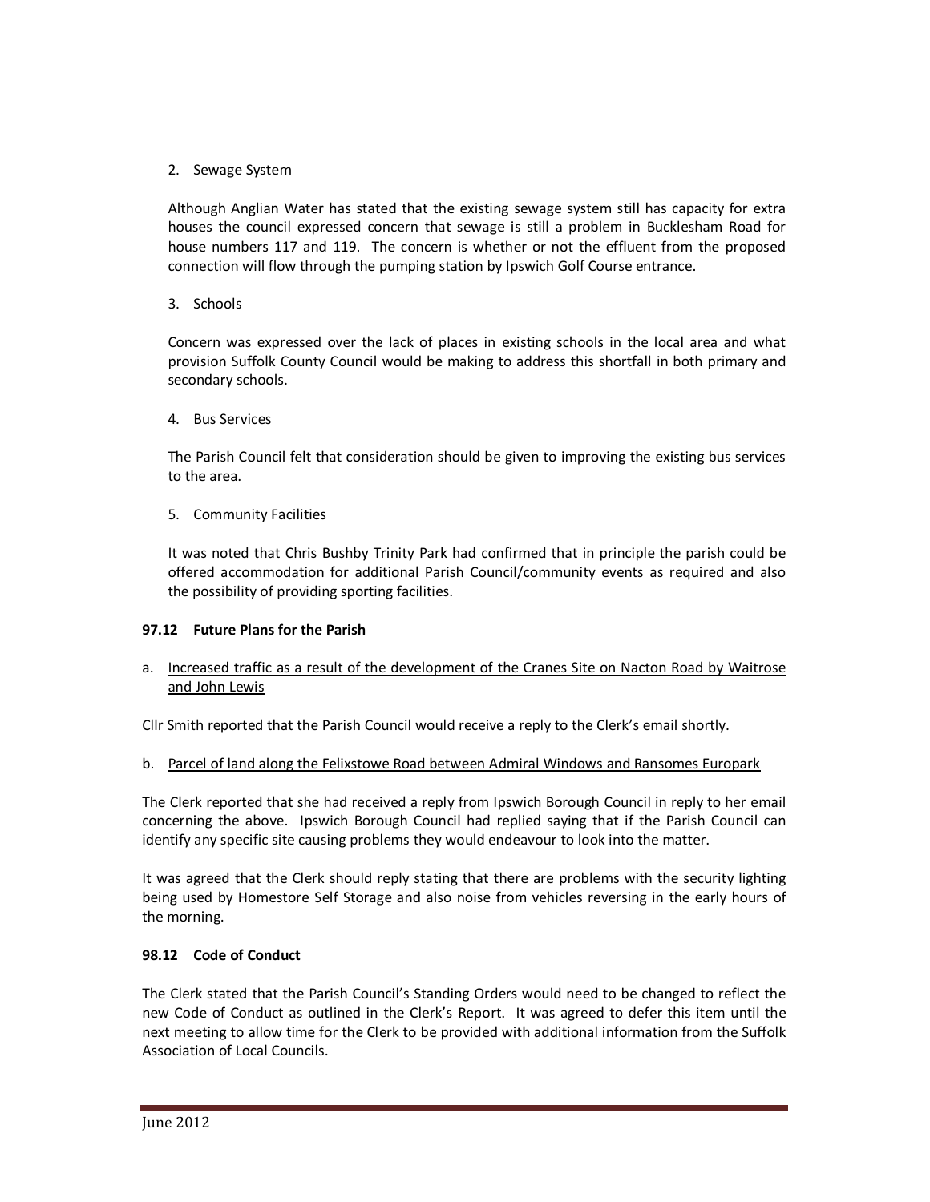2. Sewage System

Although Anglian Water has stated that the existing sewage system still has capacity for extra houses the council expressed concern that sewage is still a problem in Bucklesham Road for house numbers 117 and 119. The concern is whether or not the effluent from the proposed connection will flow through the pumping station by Ipswich Golf Course entrance.

3. Schools

Concern was expressed over the lack of places in existing schools in the local area and what provision Suffolk County Council would be making to address this shortfall in both primary and secondary schools.

4. Bus Services

The Parish Council felt that consideration should be given to improving the existing bus services to the area.

5. Community Facilities

It was noted that Chris Bushby Trinity Park had confirmed that in principle the parish could be offered accommodation for additional Parish Council/community events as required and also the possibility of providing sporting facilities.

**97.12 Future Plans for the Parish**

a. Increased traffic as a result of the development of the Cranes Site on Nacton Road by Waitrose and John Lewis

Cllr Smith reported that the Parish Council would receive a reply to the Clerk's email shortly.

b. Parcel of land along the Felixstowe Road between Admiral Windows and Ransomes Europark

The Clerk reported that she had received a reply from Ipswich Borough Council in reply to her email concerning the above. Ipswich Borough Council had replied saying that if the Parish Council can identify any specific site causing problems they would endeavour to look into the matter.

It was agreed that the Clerk should reply stating that there are problems with the security lighting being used by Homestore Self Storage and also noise from vehicles reversing in the early hours of the morning.

**98.12 Code of Conduct**

The Clerk stated that the Parish Council's Standing Orders would need to be changed to reflect the new Code of Conduct as outlined in the Clerk's Report. It was agreed to defer this item until the next meeting to allow time for the Clerk to be provided with additional information from the Suffolk Association of Local Councils.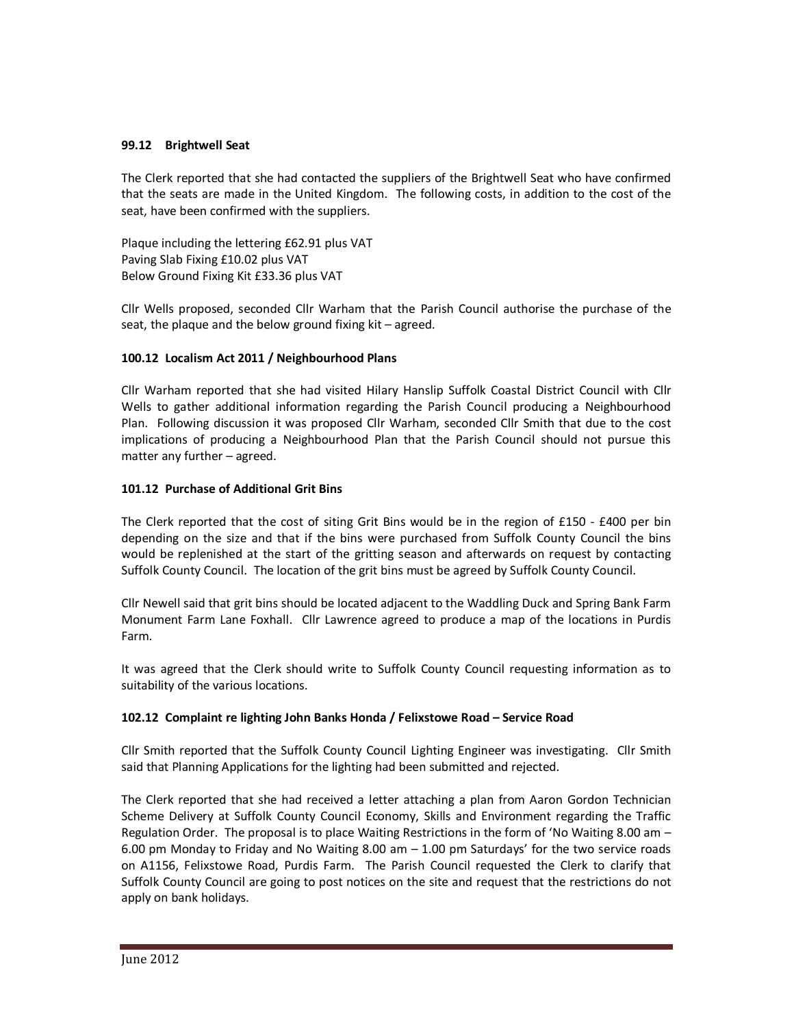**99.12 Brightwell Seat**

The Clerk reported that she had contacted the suppliers of the Brightwell Seat who have confirmed that the seats are made in the United Kingdom. The following costs, in addition to the cost of the seat, have been confirmed with the suppliers.

Plaque including the lettering £62.91 plus VAT
Paving Slab Fixing £10.02 plus VAT
Below Ground Fixing Kit £33.36 plus VAT

Cllr Wells proposed, seconded Cllr Warham that the Parish Council authorise the purchase of the seat, the plaque and the below ground fixing kit – agreed.

**100.12 Localism Act 2011 / Neighbourhood Plans**

Cllr Warham reported that she had visited Hilary Hanslip Suffolk Coastal District Council with Cllr Wells to gather additional information regarding the Parish Council producing a Neighbourhood Plan. Following discussion it was proposed Cllr Warham, seconded Cllr Smith that due to the cost implications of producing a Neighbourhood Plan that the Parish Council should not pursue this matter any further – agreed.

**101.12 Purchase of Additional Grit Bins**

The Clerk reported that the cost of siting Grit Bins would be in the region of £150 - £400 per bin depending on the size and that if the bins were purchased from Suffolk County Council the bins would be replenished at the start of the gritting season and afterwards on request by contacting Suffolk County Council. The location of the grit bins must be agreed by Suffolk County Council.

Cllr Newell said that grit bins should be located adjacent to the Waddling Duck and Spring Bank Farm Monument Farm Lane Foxhall. Cllr Lawrence agreed to produce a map of the locations in Purdis Farm.

It was agreed that the Clerk should write to Suffolk County Council requesting information as to suitability of the various locations.

**102.12 Complaint re lighting John Banks Honda / Felixstowe Road – Service Road**

Cllr Smith reported that the Suffolk County Council Lighting Engineer was investigating. Cllr Smith said that Planning Applications for the lighting had been submitted and rejected.

The Clerk reported that she had received a letter attaching a plan from Aaron Gordon Technician Scheme Delivery at Suffolk County Council Economy, Skills and Environment regarding the Traffic Regulation Order. The proposal is to place Waiting Restrictions in the form of 'No Waiting 8.00 am – 6.00 pm Monday to Friday and No Waiting 8.00 am – 1.00 pm Saturdays' for the two service roads on A1156, Felixstowe Road, Purdis Farm. The Parish Council requested the Clerk to clarify that Suffolk County Council are going to post notices on the site and request that the restrictions do not apply on bank holidays.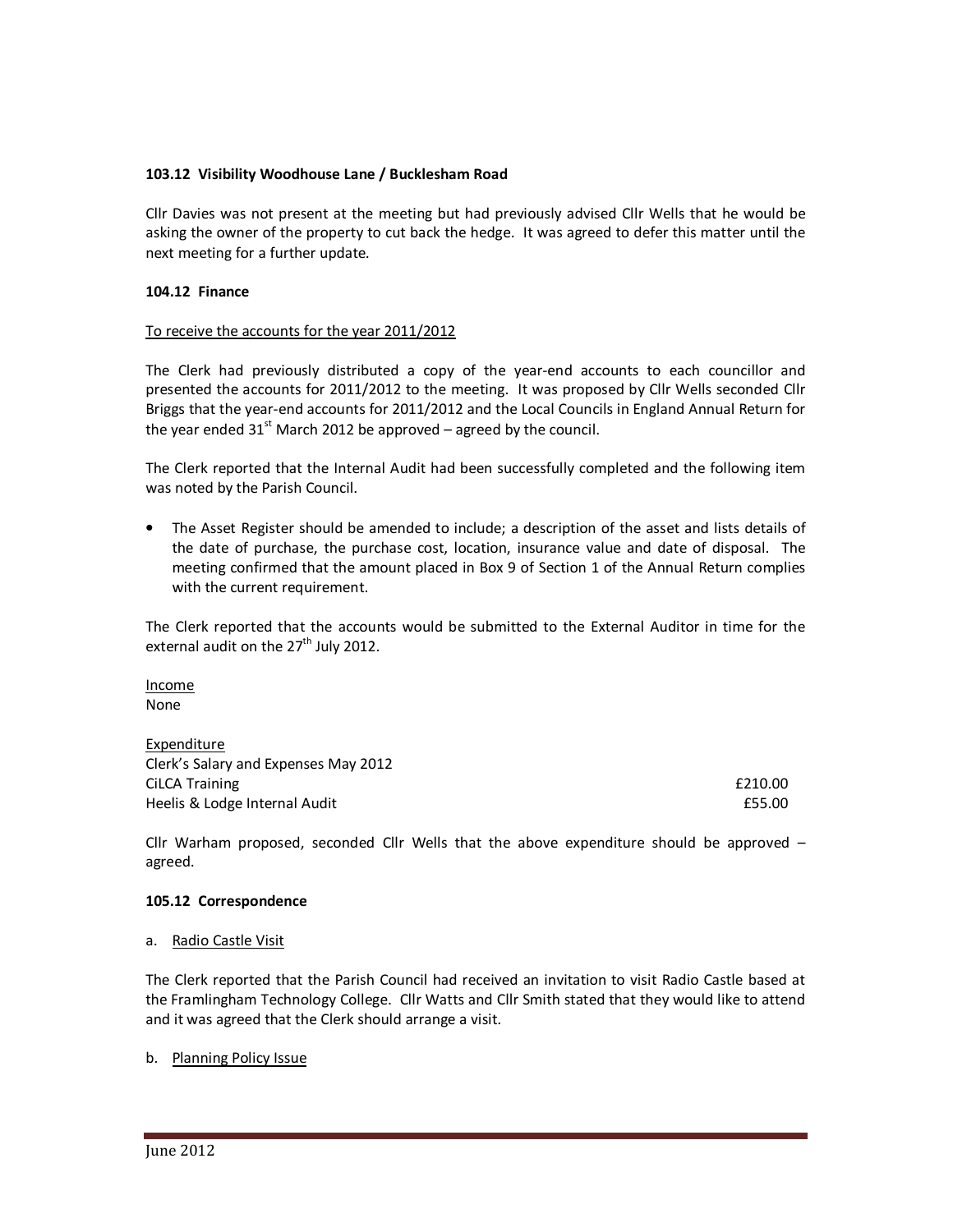**103.12 Visibility Woodhouse Lane / Bucklesham Road**

Cllr Davies was not present at the meeting but had previously advised Cllr Wells that he would be asking the owner of the property to cut back the hedge. It was agreed to defer this matter until the next meeting for a further update.

**104.12 Finance**

To receive the accounts for the year 2011/2012

The Clerk had previously distributed a copy of the year-end accounts to each councillor and presented the accounts for 2011/2012 to the meeting. It was proposed by Cllr Wells seconded Cllr Briggs that the year-end accounts for 2011/2012 and the Local Councils in England Annual Return for the year ended 31st March 2012 be approved – agreed by the council.

The Clerk reported that the Internal Audit had been successfully completed and the following item was noted by the Parish Council.

- The Asset Register should be amended to include; a description of the asset and lists details of the date of purchase, the purchase cost, location, insurance value and date of disposal. The meeting confirmed that the amount placed in Box 9 of Section 1 of the Annual Return complies with the current requirement.

The Clerk reported that the accounts would be submitted to the External Auditor in time for the external audit on the 27th July 2012.

Income
None

Expenditure

| | |
|---|---|
| Clerk's Salary and Expenses May 2012 | |
| CiLCA Training | £210.00 |
| Heelis & Lodge Internal Audit | £55.00 |

Cllr Warham proposed, seconded Cllr Wells that the above expenditure should be approved – agreed.

**105.12 Correspondence**

a. Radio Castle Visit

The Clerk reported that the Parish Council had received an invitation to visit Radio Castle based at the Framlingham Technology College. Cllr Watts and Cllr Smith stated that they would like to attend and it was agreed that the Clerk should arrange a visit.

b. Planning Policy Issue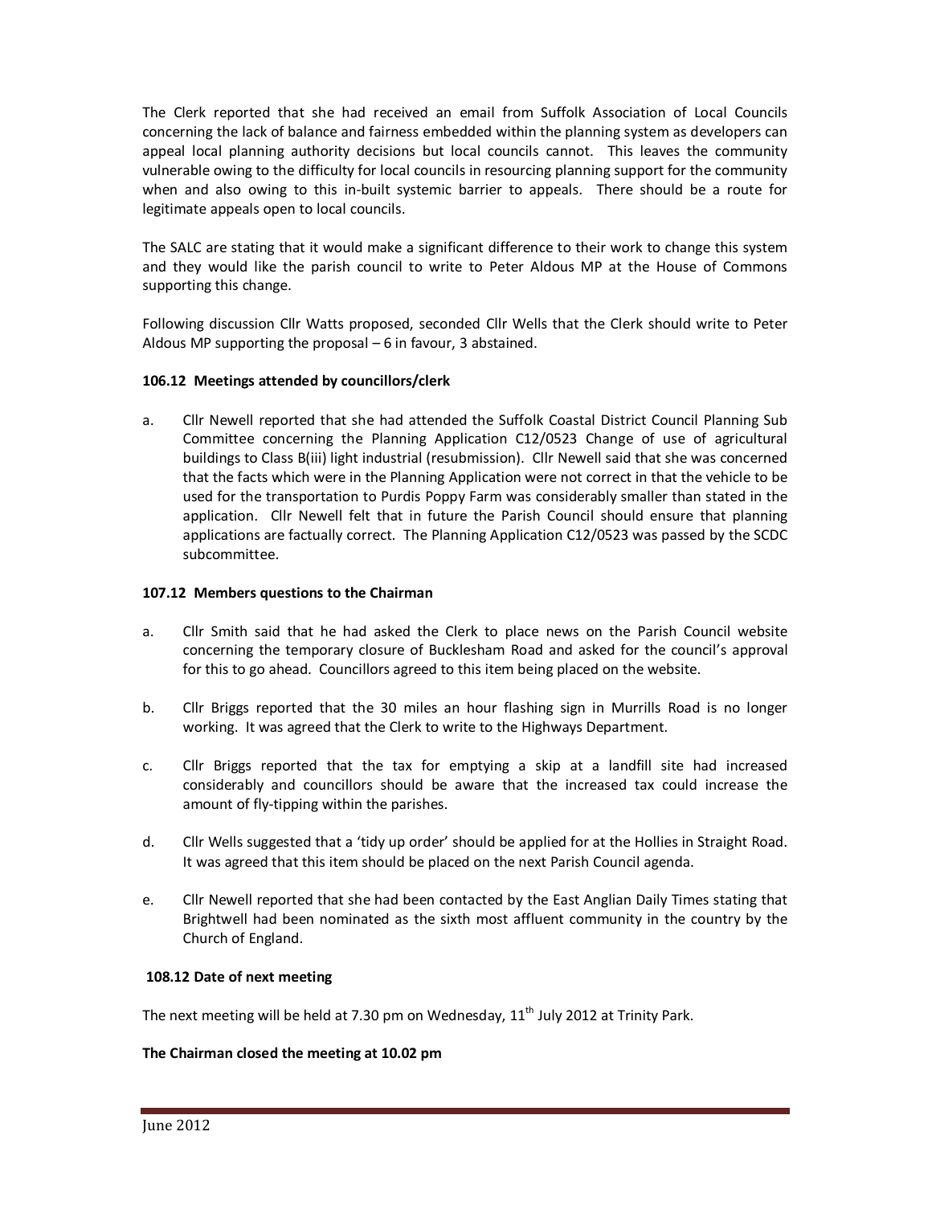The Clerk reported that she had received an email from Suffolk Association of Local Councils concerning the lack of balance and fairness embedded within the planning system as developers can appeal local planning authority decisions but local councils cannot. This leaves the community vulnerable owing to the difficulty for local councils in resourcing planning support for the community when and also owing to this in-built systemic barrier to appeals. There should be a route for legitimate appeals open to local councils.

The SALC are stating that it would make a significant difference to their work to change this system and they would like the parish council to write to Peter Aldous MP at the House of Commons supporting this change.

Following discussion Cllr Watts proposed, seconded Cllr Wells that the Clerk should write to Peter Aldous MP supporting the proposal – 6 in favour, 3 abstained.

**106.12 Meetings attended by councillors/clerk**

a. Cllr Newell reported that she had attended the Suffolk Coastal District Council Planning Sub Committee concerning the Planning Application C12/0523 Change of use of agricultural buildings to Class B(iii) light industrial (resubmission). Cllr Newell said that she was concerned that the facts which were in the Planning Application were not correct in that the vehicle to be used for the transportation to Purdis Poppy Farm was considerably smaller than stated in the application. Cllr Newell felt that in future the Parish Council should ensure that planning applications are factually correct. The Planning Application C12/0523 was passed by the SCDC subcommittee.

**107.12 Members questions to the Chairman**

a. Cllr Smith said that he had asked the Clerk to place news on the Parish Council website concerning the temporary closure of Bucklesham Road and asked for the council's approval for this to go ahead. Councillors agreed to this item being placed on the website.

b. Cllr Briggs reported that the 30 miles an hour flashing sign in Murrills Road is no longer working. It was agreed that the Clerk to write to the Highways Department.

c. Cllr Briggs reported that the tax for emptying a skip at a landfill site had increased considerably and councillors should be aware that the increased tax could increase the amount of fly-tipping within the parishes.

d. Cllr Wells suggested that a 'tidy up order' should be applied for at the Hollies in Straight Road. It was agreed that this item should be placed on the next Parish Council agenda.

e. Cllr Newell reported that she had been contacted by the East Anglian Daily Times stating that Brightwell had been nominated as the sixth most affluent community in the country by the Church of England.

**108.12 Date of next meeting**

The next meeting will be held at 7.30 pm on Wednesday, 11th July 2012 at Trinity Park.

**The Chairman closed the meeting at 10.02 pm**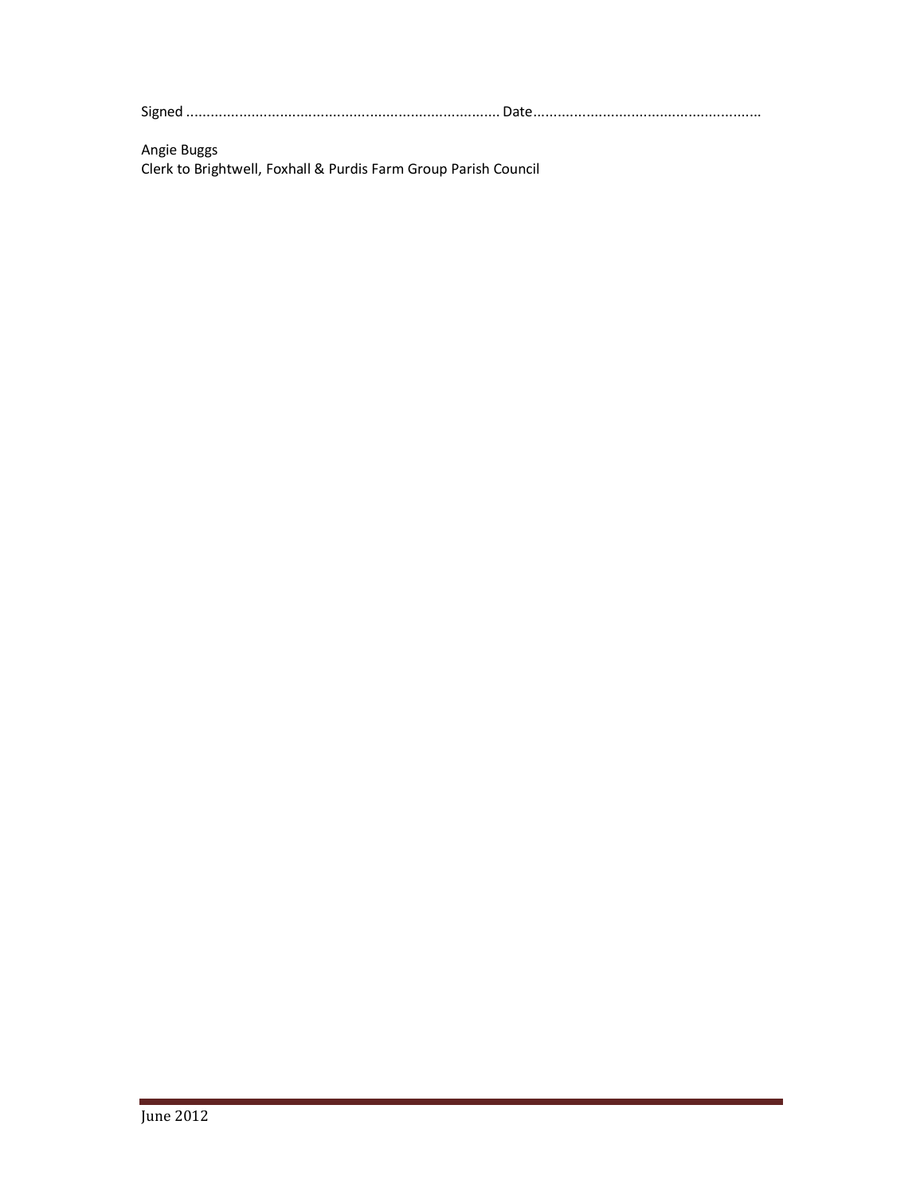Signed ........................................................................... Date.......................................................

Angie Buggs
Clerk to Brightwell, Foxhall & Purdis Farm Group Parish Council